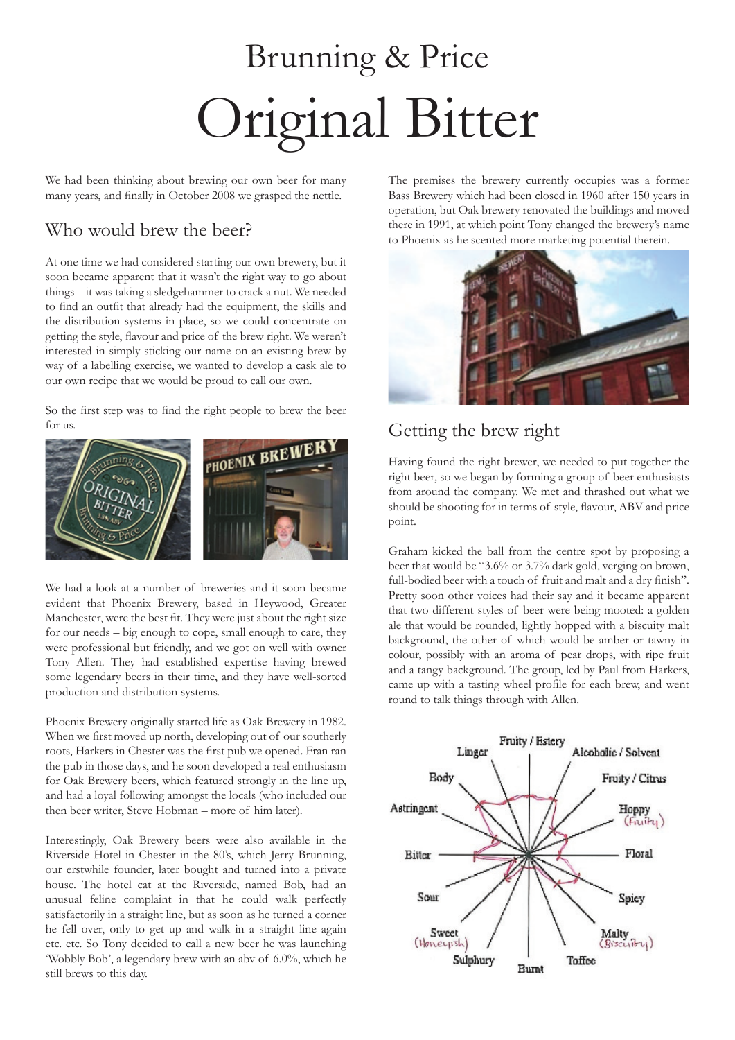# Brunning & Price

# Original Bitter

We had been thinking about brewing our own beer for many many years, and finally in October 2008 we grasped the nettle.

## Who would brew the beer?

At one time we had considered starting our own brewery, but it soon became apparent that it wasn't the right way to go about things – it was taking a sledgehammer to crack a nut. We needed to find an outfit that already had the equipment, the skills and the distribution systems in place, so we could concentrate on getting the style, flavour and price of the brew right. We weren't interested in simply sticking our name on an existing brew by way of a labelling exercise, we wanted to develop a cask ale to our own recipe that we would be proud to call our own.

So the first step was to find the right people to brew the beer for us.

We had a look at a number of breweries and it soon became evident that Phoenix Brewery, based in Heywood, Greater Manchester, were the best fit. They were just about the right size for our needs – big enough to cope, small enough to care, they were professional but friendly, and we got on well with owner Tony Allen. They had established expertise having brewed some legendary beers in their time, and they have well-sorted production and distribution systems.

Phoenix Brewery originally started life as Oak Brewery in 1982. When we first moved up north, developing out of our southerly roots, Harkers in Chester was the first pub we opened. Fran ran the pub in those days, and he soon developed a real enthusiasm for Oak Brewery beers, which featured strongly in the line up, and had a loyal following amongst the locals (who included our then beer writer, Steve Hobman – more of him later).

Interestingly, Oak Brewery beers were also available in the Riverside Hotel in Chester in the 80's, which Jerry Brunning, our erstwhile founder, later bought and turned into a private house. The hotel cat at the Riverside, named Bob, had an unusual feline complaint in that he could walk perfectly satisfactorily in a straight line, but as soon as he turned a corner he fell over, only to get up and walk in a straight line again etc. etc. So Tony decided to call a new beer he was launching 'Wobbly Bob', a legendary brew with an abv of 6.0%, which he still brews to this day.

The premises the brewery currently occupies was a former Bass Brewery which had been closed in 1960 after 150 years in operation, but Oak brewery renovated the buildings and moved there in 1991, at which point Tony changed the brewery's name to Phoenix as he scented more marketing potential therein.

## Getting the brew right

Having found the right brewer, we needed to put together the right beer, so we began by forming a group of beer enthusiasts from around the company. We met and thrashed out what we should be shooting for in terms of style, flavour, ABV and price point.

Graham kicked the ball from the centre spot by proposing a beer that would be "3.6% or 3.7% dark gold, verging on brown, full-bodied beer with a touch of fruit and malt and a dry finish". Pretty soon other voices had their say and it became apparent that two different styles of beer were being mooted: a golden ale that would be rounded, lightly hopped with a biscuity malt background, the other of which would be amber or tawny in colour, possibly with an aroma of pear drops, with ripe fruit and a tangy background. The group, led by Paul from Harkers, came up with a tasting wheel profile for each brew, and went round to talk things through with Allen.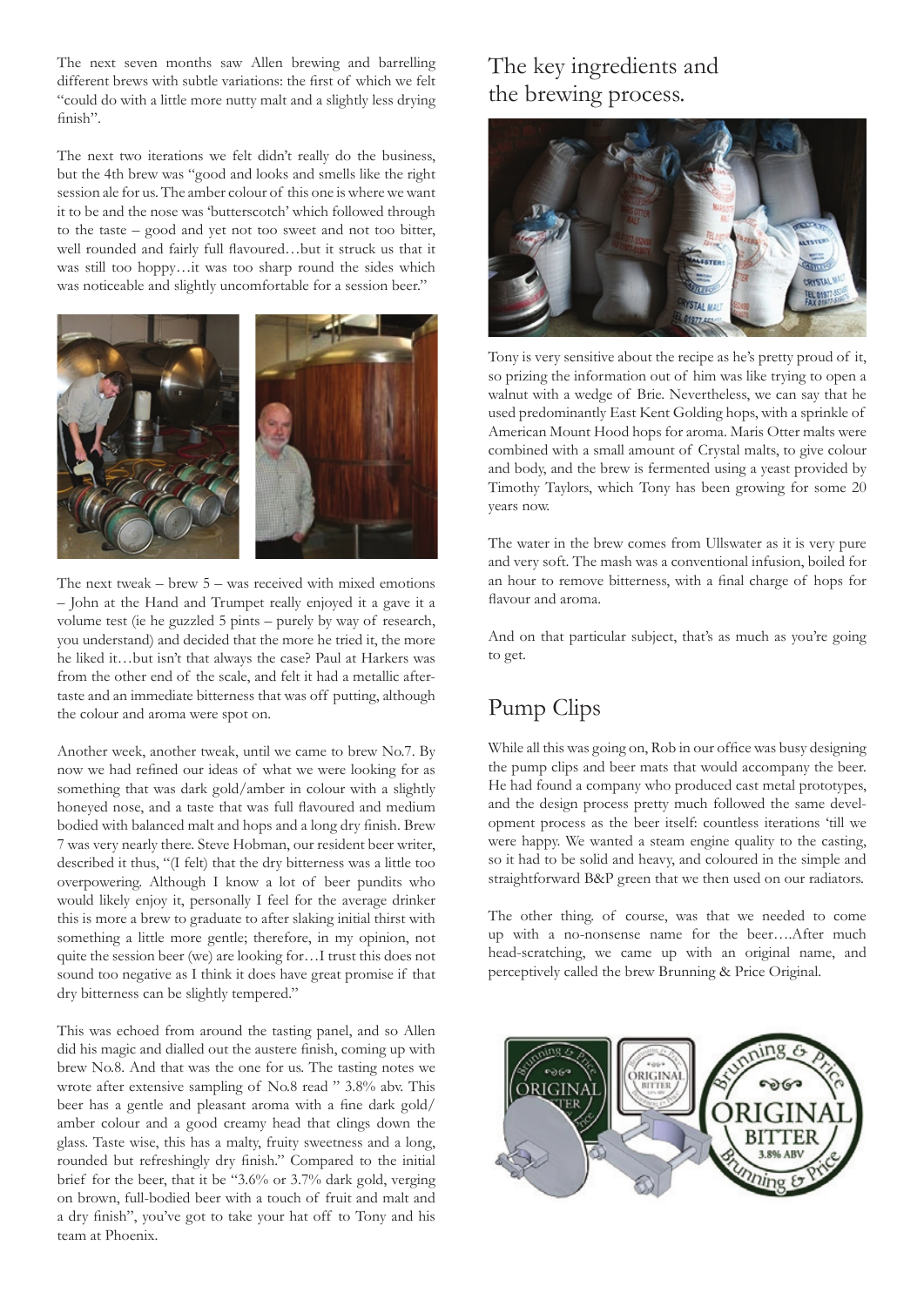The next seven months saw Allen brewing and barrelling different brews with subtle variations: the first of which we felt "could do with a little more nutty malt and a slightly less drying finish".

The next two iterations we felt didn't really do the business, but the 4th brew was "good and looks and smells like the right session ale for us. The amber colour of this one is where we want it to be and the nose was 'butterscotch' which followed through to the taste – good and yet not too sweet and not too bitter, well rounded and fairly full flavoured…but it struck us that it was still too hoppy…it was too sharp round the sides which was noticeable and slightly uncomfortable for a session beer."

The next tweak – brew 5 – was received with mixed emotions – John at the Hand and Trumpet really enjoyed it a gave it a volume test (ie he guzzled 5 pints – purely by way of research, you understand) and decided that the more he tried it, the more he liked it…but isn't that always the case? Paul at Harkers was from the other end of the scale, and felt it had a metallic aftertaste and an immediate bitterness that was off putting, although the colour and aroma were spot on.

Another week, another tweak, until we came to brew No.7. By now we had refined our ideas of what we were looking for as something that was dark gold/amber in colour with a slightly honeyed nose, and a taste that was full flavoured and medium bodied with balanced malt and hops and a long dry finish. Brew 7 was very nearly there. Steve Hobman, our resident beer writer, described it thus, "(I felt) that the dry bitterness was a little too overpowering. Although I know a lot of beer pundits who would likely enjoy it, personally I feel for the average drinker this is more a brew to graduate to after slaking initial thirst with something a little more gentle; therefore, in my opinion, not quite the session beer (we) are looking for…I trust this does not sound too negative as I think it does have great promise if that dry bitterness can be slightly tempered."

This was echoed from around the tasting panel, and so Allen did his magic and dialled out the austere finish, coming up with brew No.8. And that was the one for us. The tasting notes we wrote after extensive sampling of No.8 read " 3.8% abv. This beer has a gentle and pleasant aroma with a fine dark gold/ amber colour and a good creamy head that clings down the glass. Taste wise, this has a malty, fruity sweetness and a long, rounded but refreshingly dry finish." Compared to the initial brief for the beer, that it be "3.6% or 3.7% dark gold, verging on brown, full-bodied beer with a touch of fruit and malt and a dry finish", you've got to take your hat off to Tony and his team at Phoenix.

## The key ingredients and the brewing process.

Tony is very sensitive about the recipe as he's pretty proud of it, so prizing the information out of him was like trying to open a walnut with a wedge of Brie. Nevertheless, we can say that he used predominantly East Kent Golding hops, with a sprinkle of American Mount Hood hops for aroma. Maris Otter malts were combined with a small amount of Crystal malts, to give colour and body, and the brew is fermented using a yeast provided by Timothy Taylors, which Tony has been growing for some 20 years now.

The water in the brew comes from Ullswater as it is very pure and very soft. The mash was a conventional infusion, boiled for an hour to remove bitterness, with a final charge of hops for flavour and aroma.

And on that particular subject, that's as much as you're going to get.

## Pump Clips

While all this was going on, Rob in our office was busy designing the pump clips and beer mats that would accompany the beer. He had found a company who produced cast metal prototypes, and the design process pretty much followed the same development process as the beer itself: countless iterations 'till we were happy. We wanted a steam engine quality to the casting, so it had to be solid and heavy, and coloured in the simple and straightforward B&P green that we then used on our radiators.

The other thing. of course, was that we needed to come up with a no-nonsense name for the beer….After much head-scratching, we came up with an original name, and perceptively called the brew Brunning & Price Original.